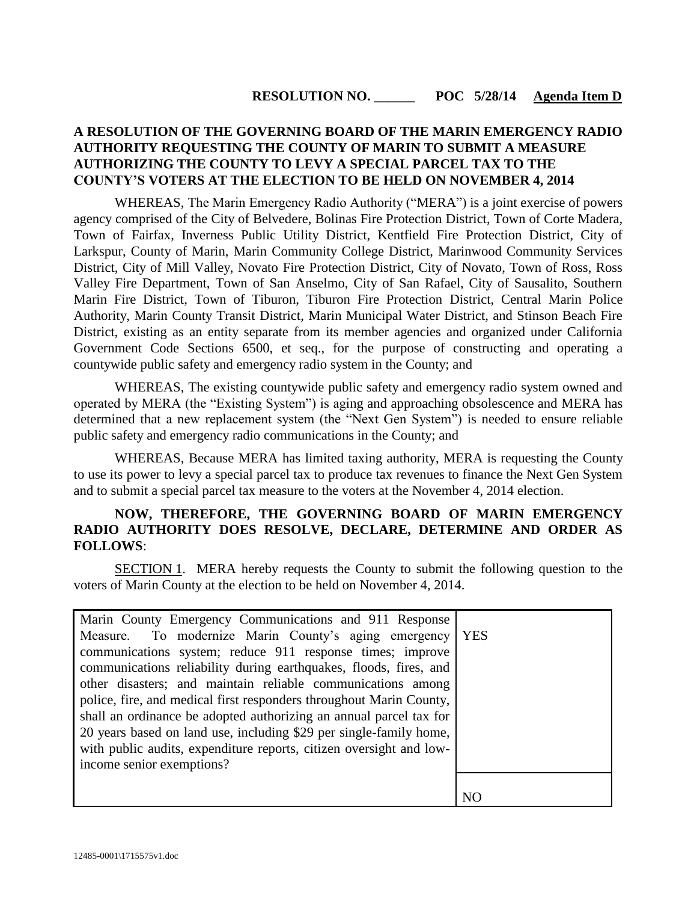**RESOLUTION NO. ______ POC 5/28/14 Agenda Item D**

# A RESOLUTION OF THE GOVERNING BOARD OF THE MARIN EMERGENCY RADIO AUTHORITY REQUESTING THE COUNTY OF MARIN TO SUBMIT A MEASURE AUTHORIZING THE COUNTY TO LEVY A SPECIAL PARCEL TAX TO THE COUNTY'S VOTERS AT THE ELECTION TO BE HELD ON NOVEMBER 4, 2014

WHEREAS, The Marin Emergency Radio Authority ("MERA") is a joint exercise of powers agency comprised of the City of Belvedere, Bolinas Fire Protection District, Town of Corte Madera, Town of Fairfax, Inverness Public Utility District, Kentfield Fire Protection District, City of Larkspur, County of Marin, Marin Community College District, Marinwood Community Services District, City of Mill Valley, Novato Fire Protection District, City of Novato, Town of Ross, Ross Valley Fire Department, Town of San Anselmo, City of San Rafael, City of Sausalito, Southern Marin Fire District, Town of Tiburon, Tiburon Fire Protection District, Central Marin Police Authority, Marin County Transit District, Marin Municipal Water District, and Stinson Beach Fire District, existing as an entity separate from its member agencies and organized under California Government Code Sections 6500, et seq., for the purpose of constructing and operating a countywide public safety and emergency radio system in the County; and

WHEREAS, The existing countywide public safety and emergency radio system owned and operated by MERA (the "Existing System") is aging and approaching obsolescence and MERA has determined that a new replacement system (the "Next Gen System") is needed to ensure reliable public safety and emergency radio communications in the County; and

WHEREAS, Because MERA has limited taxing authority, MERA is requesting the County to use its power to levy a special parcel tax to produce tax revenues to finance the Next Gen System and to submit a special parcel tax measure to the voters at the November 4, 2014 election.

**NOW, THEREFORE, THE GOVERNING BOARD OF MARIN EMERGENCY RADIO AUTHORITY DOES RESOLVE, DECLARE, DETERMINE AND ORDER AS FOLLOWS**:

SECTION 1. MERA hereby requests the County to submit the following question to the voters of Marin County at the election to be held on November 4, 2014.

| | |
|---|---|
| Marin County Emergency Communications and 911 Response Measure. To modernize Marin County's aging emergency communications system; reduce 911 response times; improve communications reliability during earthquakes, floods, fires, and other disasters; and maintain reliable communications among police, fire, and medical first responders throughout Marin County, shall an ordinance be adopted authorizing an annual parcel tax for 20 years based on land use, including $29 per single-family home, with public audits, expenditure reports, citizen oversight and low-income senior exemptions? | YES |
| | NO |

12485-0001\1715575v1.doc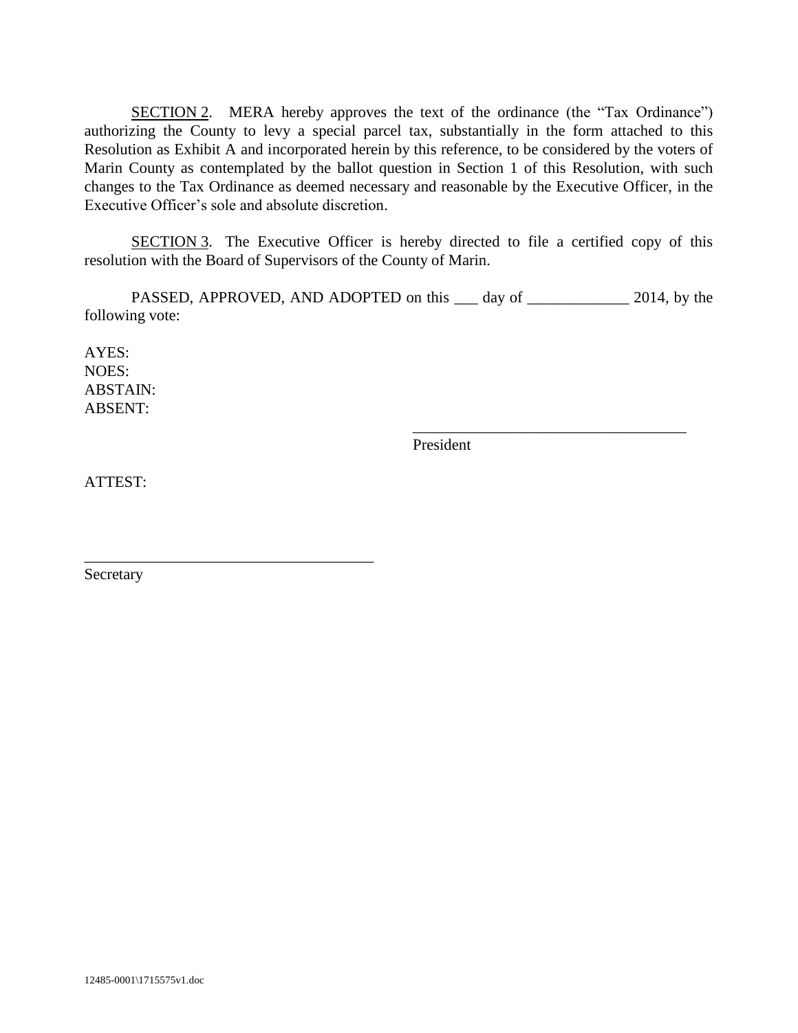SECTION 2. MERA hereby approves the text of the ordinance (the "Tax Ordinance") authorizing the County to levy a special parcel tax, substantially in the form attached to this Resolution as Exhibit A and incorporated herein by this reference, to be considered by the voters of Marin County as contemplated by the ballot question in Section 1 of this Resolution, with such changes to the Tax Ordinance as deemed necessary and reasonable by the Executive Officer, in the Executive Officer's sole and absolute discretion.

SECTION 3. The Executive Officer is hereby directed to file a certified copy of this resolution with the Board of Supervisors of the County of Marin.

PASSED, APPROVED, AND ADOPTED on this ___ day of _____________ 2014, by the following vote:

AYES:
NOES:
ABSTAIN:
ABSENT:

___________________________________
President

ATTEST:

______________________________________
Secretary

12485-0001\1715575v1.doc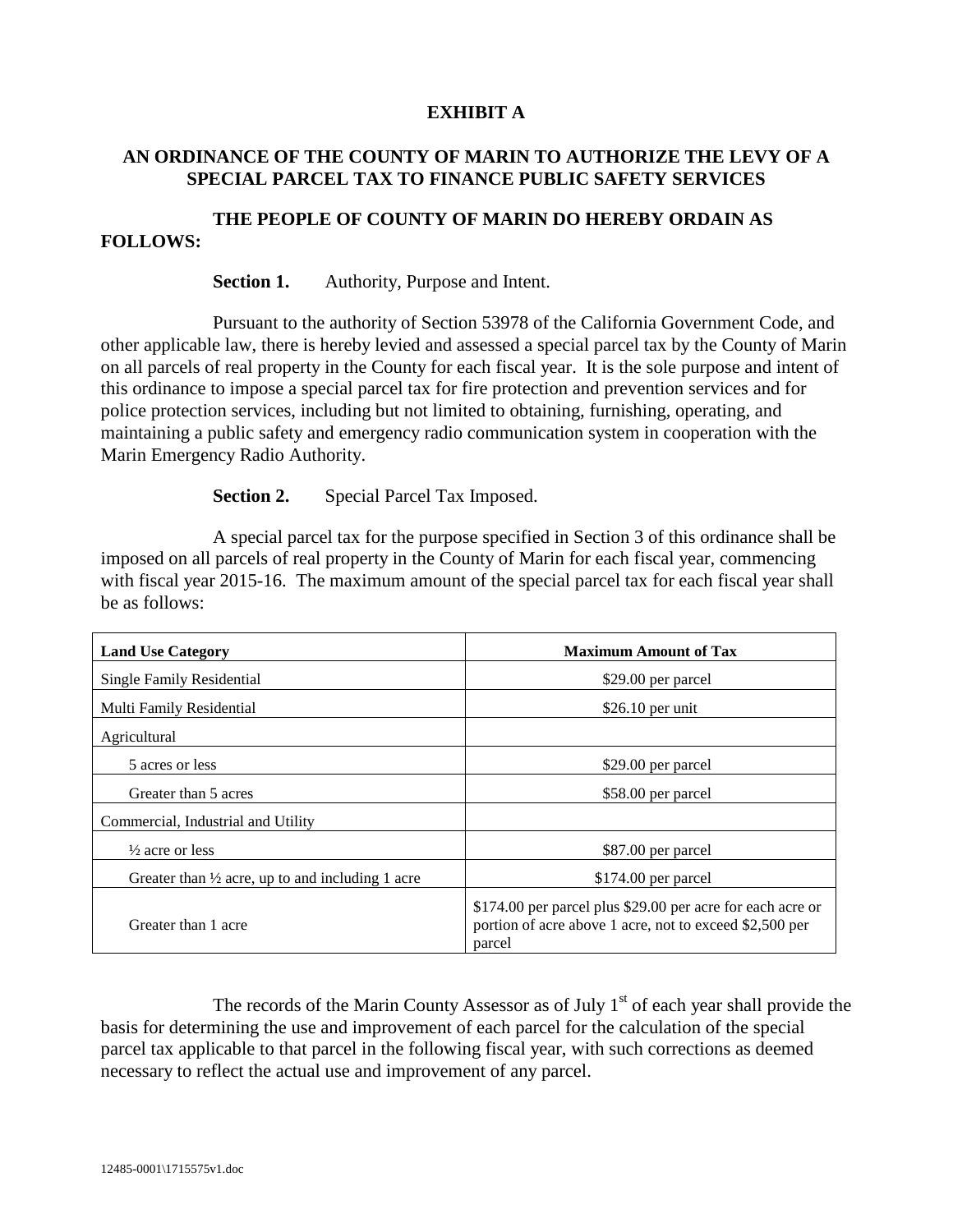**EXHIBIT A**

**AN ORDINANCE OF THE COUNTY OF MARIN TO AUTHORIZE THE LEVY OF A SPECIAL PARCEL TAX TO FINANCE PUBLIC SAFETY SERVICES**

**THE PEOPLE OF COUNTY OF MARIN DO HEREBY ORDAIN AS FOLLOWS:**

**Section 1.** Authority, Purpose and Intent.

Pursuant to the authority of Section 53978 of the California Government Code, and other applicable law, there is hereby levied and assessed a special parcel tax by the County of Marin on all parcels of real property in the County for each fiscal year. It is the sole purpose and intent of this ordinance to impose a special parcel tax for fire protection and prevention services and for police protection services, including but not limited to obtaining, furnishing, operating, and maintaining a public safety and emergency radio communication system in cooperation with the Marin Emergency Radio Authority.

**Section 2.** Special Parcel Tax Imposed.

A special parcel tax for the purpose specified in Section 3 of this ordinance shall be imposed on all parcels of real property in the County of Marin for each fiscal year, commencing with fiscal year 2015-16. The maximum amount of the special parcel tax for each fiscal year shall be as follows:

| Land Use Category | Maximum Amount of Tax |
|---|---|
| Single Family Residential | $29.00 per parcel |
| Multi Family Residential | $26.10 per unit |
| Agricultural | |
| 5 acres or less | $29.00 per parcel |
| Greater than 5 acres | $58.00 per parcel |
| Commercial, Industrial and Utility | |
| ½ acre or less | $87.00 per parcel |
| Greater than ½ acre, up to and including 1 acre | $174.00 per parcel |
| Greater than 1 acre | $174.00 per parcel plus $29.00 per acre for each acre or portion of acre above 1 acre, not to exceed $2,500 per parcel |

The records of the Marin County Assessor as of July 1st of each year shall provide the basis for determining the use and improvement of each parcel for the calculation of the special parcel tax applicable to that parcel in the following fiscal year, with such corrections as deemed necessary to reflect the actual use and improvement of any parcel.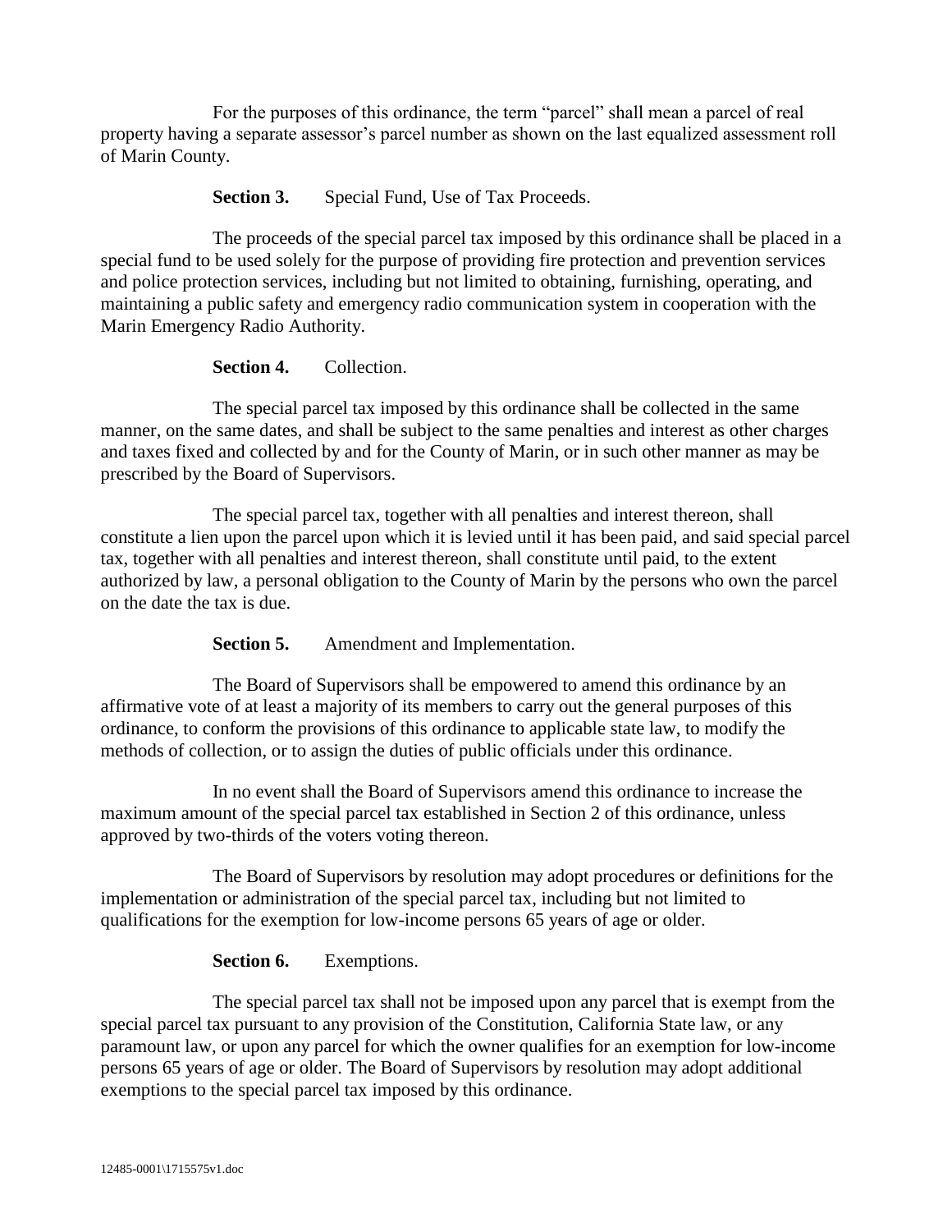For the purposes of this ordinance, the term "parcel" shall mean a parcel of real property having a separate assessor's parcel number as shown on the last equalized assessment roll of Marin County.

**Section 3.** Special Fund, Use of Tax Proceeds.

The proceeds of the special parcel tax imposed by this ordinance shall be placed in a special fund to be used solely for the purpose of providing fire protection and prevention services and police protection services, including but not limited to obtaining, furnishing, operating, and maintaining a public safety and emergency radio communication system in cooperation with the Marin Emergency Radio Authority.

**Section 4.** Collection.

The special parcel tax imposed by this ordinance shall be collected in the same manner, on the same dates, and shall be subject to the same penalties and interest as other charges and taxes fixed and collected by and for the County of Marin, or in such other manner as may be prescribed by the Board of Supervisors.

The special parcel tax, together with all penalties and interest thereon, shall constitute a lien upon the parcel upon which it is levied until it has been paid, and said special parcel tax, together with all penalties and interest thereon, shall constitute until paid, to the extent authorized by law, a personal obligation to the County of Marin by the persons who own the parcel on the date the tax is due.

**Section 5.** Amendment and Implementation.

The Board of Supervisors shall be empowered to amend this ordinance by an affirmative vote of at least a majority of its members to carry out the general purposes of this ordinance, to conform the provisions of this ordinance to applicable state law, to modify the methods of collection, or to assign the duties of public officials under this ordinance.

In no event shall the Board of Supervisors amend this ordinance to increase the maximum amount of the special parcel tax established in Section 2 of this ordinance, unless approved by two-thirds of the voters voting thereon.

The Board of Supervisors by resolution may adopt procedures or definitions for the implementation or administration of the special parcel tax, including but not limited to qualifications for the exemption for low-income persons 65 years of age or older.

**Section 6.** Exemptions.

The special parcel tax shall not be imposed upon any parcel that is exempt from the special parcel tax pursuant to any provision of the Constitution, California State law, or any paramount law, or upon any parcel for which the owner qualifies for an exemption for low-income persons 65 years of age or older. The Board of Supervisors by resolution may adopt additional exemptions to the special parcel tax imposed by this ordinance.

12485-0001\1715575v1.doc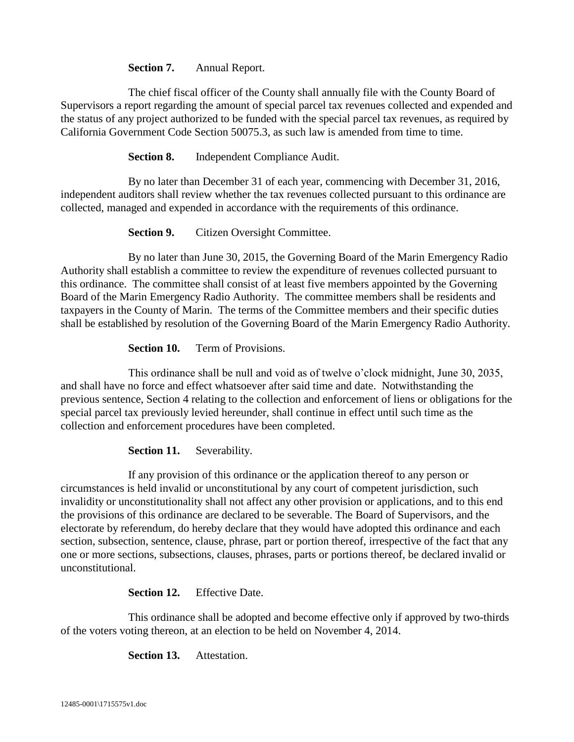**Section 7.** Annual Report.

The chief fiscal officer of the County shall annually file with the County Board of Supervisors a report regarding the amount of special parcel tax revenues collected and expended and the status of any project authorized to be funded with the special parcel tax revenues, as required by California Government Code Section 50075.3, as such law is amended from time to time.

**Section 8.** Independent Compliance Audit.

By no later than December 31 of each year, commencing with December 31, 2016, independent auditors shall review whether the tax revenues collected pursuant to this ordinance are collected, managed and expended in accordance with the requirements of this ordinance.

**Section 9.** Citizen Oversight Committee.

By no later than June 30, 2015, the Governing Board of the Marin Emergency Radio Authority shall establish a committee to review the expenditure of revenues collected pursuant to this ordinance. The committee shall consist of at least five members appointed by the Governing Board of the Marin Emergency Radio Authority. The committee members shall be residents and taxpayers in the County of Marin. The terms of the Committee members and their specific duties shall be established by resolution of the Governing Board of the Marin Emergency Radio Authority.

**Section 10.** Term of Provisions.

This ordinance shall be null and void as of twelve o'clock midnight, June 30, 2035, and shall have no force and effect whatsoever after said time and date. Notwithstanding the previous sentence, Section 4 relating to the collection and enforcement of liens or obligations for the special parcel tax previously levied hereunder, shall continue in effect until such time as the collection and enforcement procedures have been completed.

**Section 11.** Severability.

If any provision of this ordinance or the application thereof to any person or circumstances is held invalid or unconstitutional by any court of competent jurisdiction, such invalidity or unconstitutionality shall not affect any other provision or applications, and to this end the provisions of this ordinance are declared to be severable. The Board of Supervisors, and the electorate by referendum, do hereby declare that they would have adopted this ordinance and each section, subsection, sentence, clause, phrase, part or portion thereof, irrespective of the fact that any one or more sections, subsections, clauses, phrases, parts or portions thereof, be declared invalid or unconstitutional.

**Section 12.** Effective Date.

This ordinance shall be adopted and become effective only if approved by two-thirds of the voters voting thereon, at an election to be held on November 4, 2014.

**Section 13.** Attestation.

12485-0001\1715575v1.doc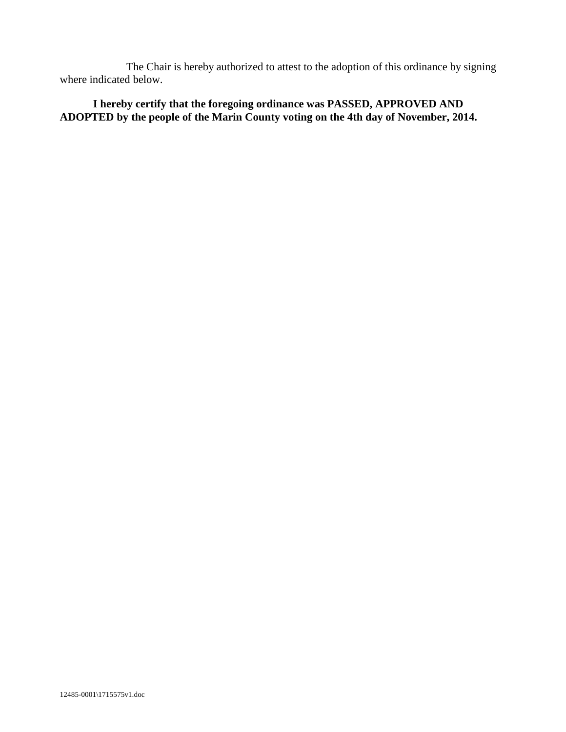The Chair is hereby authorized to attest to the adoption of this ordinance by signing where indicated below.

**I hereby certify that the foregoing ordinance was PASSED, APPROVED AND ADOPTED by the people of the Marin County voting on the 4th day of November, 2014.**

12485-0001\1715575v1.doc